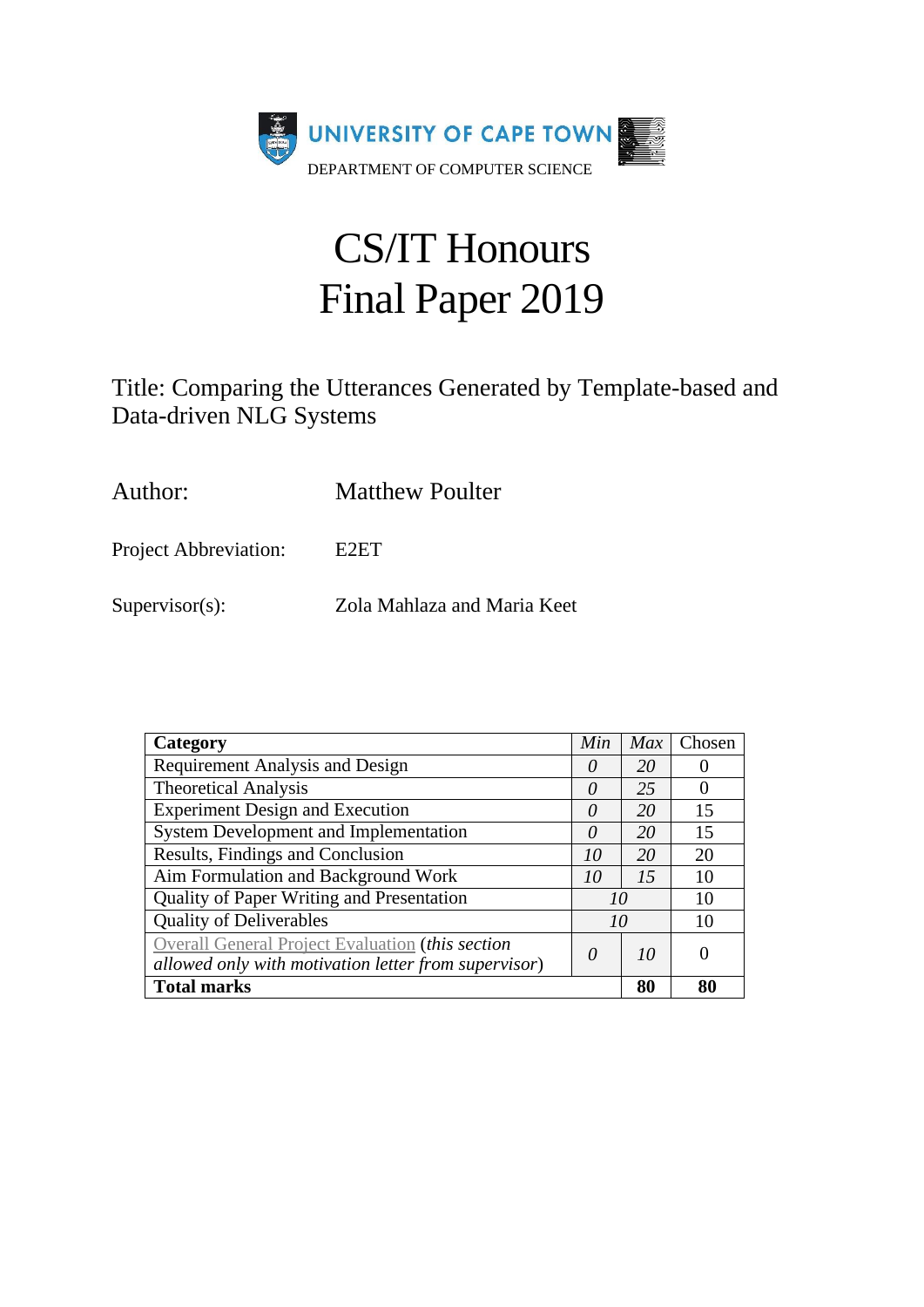UNIVERSITY OF CAPE TOWN

DEPARTMENT OF COMPUTER SCIENCE

# CS/IT Honours
# Final Paper 2019

Title: Comparing the Utterances Generated by Template-based and Data-driven NLG Systems

| | |
|---|---|
| Author: | Matthew Poulter |
| Project Abbreviation: | E2ET |
| Supervisor(s): | Zola Mahlaza and Maria Keet |

| **Category** | *Min* | *Max* | Chosen |
|---|---|---|---|
| Requirement Analysis and Design | *0* | *20* | 0 |
| Theoretical Analysis | *0* | *25* | 0 |
| Experiment Design and Execution | *0* | *20* | 15 |
| System Development and Implementation | *0* | *20* | 15 |
| Results, Findings and Conclusion | *10* | *20* | 20 |
| Aim Formulation and Background Work | *10* | *15* | 10 |
| Quality of Paper Writing and Presentation | *10* | | 10 |
| Quality of Deliverables | *10* | | 10 |
| Overall General Project Evaluation (*this section allowed only with motivation letter from supervisor*) | *0* | *10* | 0 |
| **Total marks** | | **80** | **80** |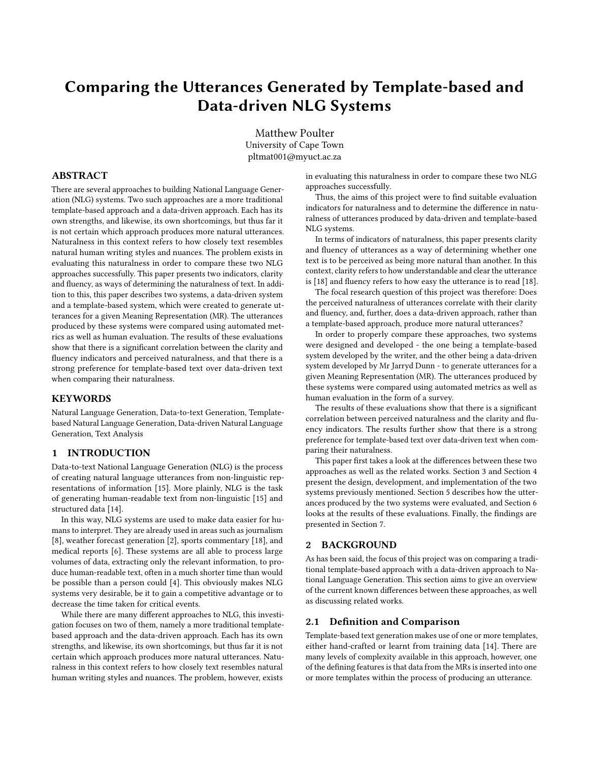# Comparing the Utterances Generated by Template-based and Data-driven NLG Systems

Matthew Poulter
University of Cape Town
pltmat001@myuct.ac.za

## ABSTRACT

There are several approaches to building National Language Generation (NLG) systems. Two such approaches are a more traditional template-based approach and a data-driven approach. Each has its own strengths, and likewise, its own shortcomings, but thus far it is not certain which approach produces more natural utterances. Naturalness in this context refers to how closely text resembles natural human writing styles and nuances. The problem exists in evaluating this naturalness in order to compare these two NLG approaches successfully. This paper presents two indicators, clarity and fluency, as ways of determining the naturalness of text. In addition to this, this paper describes two systems, a data-driven system and a template-based system, which were created to generate utterances for a given Meaning Representation (MR). The utterances produced by these systems were compared using automated metrics as well as human evaluation. The results of these evaluations show that there is a significant correlation between the clarity and fluency indicators and perceived naturalness, and that there is a strong preference for template-based text over data-driven text when comparing their naturalness.

## KEYWORDS

Natural Language Generation, Data-to-text Generation, Template-based Natural Language Generation, Data-driven Natural Language Generation, Text Analysis

## 1 INTRODUCTION

Data-to-text National Language Generation (NLG) is the process of creating natural language utterances from non-linguistic representations of information [15]. More plainly, NLG is the task of generating human-readable text from non-linguistic [15] and structured data [14].

In this way, NLG systems are used to make data easier for humans to interpret. They are already used in areas such as journalism [8], weather forecast generation [2], sports commentary [18], and medical reports [6]. These systems are all able to process large volumes of data, extracting only the relevant information, to produce human-readable text, often in a much shorter time than would be possible than a person could [4]. This obviously makes NLG systems very desirable, be it to gain a competitive advantage or to decrease the time taken for critical events.

While there are many different approaches to NLG, this investigation focuses on two of them, namely a more traditional template-based approach and the data-driven approach. Each has its own strengths, and likewise, its own shortcomings, but thus far it is not certain which approach produces more natural utterances. Naturalness in this context refers to how closely text resembles natural human writing styles and nuances. The problem, however, exists in evaluating this naturalness in order to compare these two NLG approaches successfully.

Thus, the aims of this project were to find suitable evaluation indicators for naturalness and to determine the difference in naturalness of utterances produced by data-driven and template-based NLG systems.

In terms of indicators of naturalness, this paper presents clarity and fluency of utterances as a way of determining whether one text is to be perceived as being more natural than another. In this context, clarity refers to how understandable and clear the utterance is [18] and fluency refers to how easy the utterance is to read [18].

The focal research question of this project was therefore: Does the perceived naturalness of utterances correlate with their clarity and fluency, and, further, does a data-driven approach, rather than a template-based approach, produce more natural utterances?

In order to properly compare these approaches, two systems were designed and developed - the one being a template-based system developed by the writer, and the other being a data-driven system developed by Mr Jarryd Dunn - to generate utterances for a given Meaning Representation (MR). The utterances produced by these systems were compared using automated metrics as well as human evaluation in the form of a survey.

The results of these evaluations show that there is a significant correlation between perceived naturalness and the clarity and fluency indicators. The results further show that there is a strong preference for template-based text over data-driven text when comparing their naturalness.

This paper first takes a look at the differences between these two approaches as well as the related works. Section 3 and Section 4 present the design, development, and implementation of the two systems previously mentioned. Section 5 describes how the utterances produced by the two systems were evaluated, and Section 6 looks at the results of these evaluations. Finally, the findings are presented in Section 7.

## 2 BACKGROUND

As has been said, the focus of this project was on comparing a traditional template-based approach with a data-driven approach to National Language Generation. This section aims to give an overview of the current known differences between these approaches, as well as discussing related works.

### 2.1 Definition and Comparison

Template-based text generation makes use of one or more templates, either hand-crafted or learnt from training data [14]. There are many levels of complexity available in this approach, however, one of the defining features is that data from the MRs is inserted into one or more templates within the process of producing an utterance.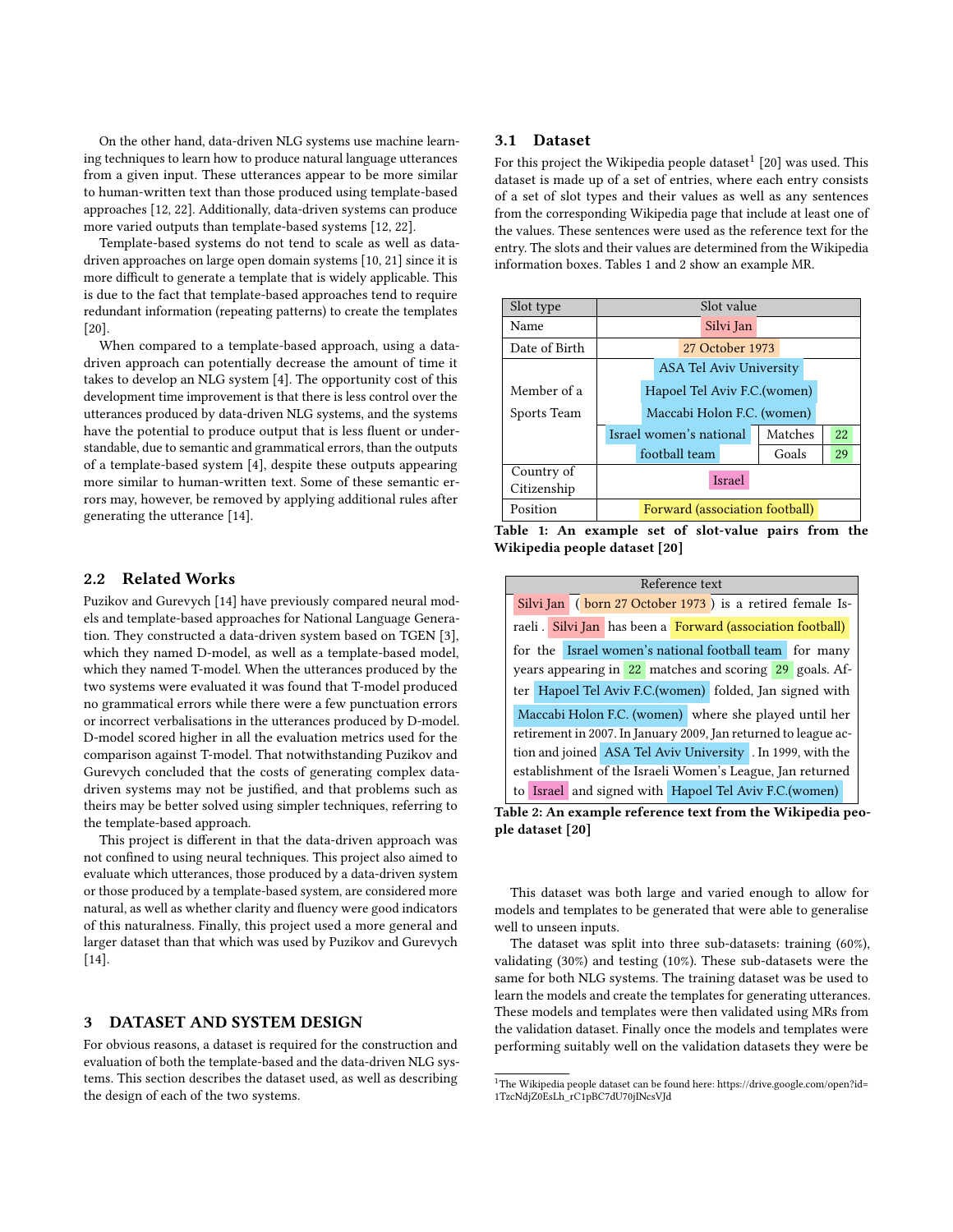On the other hand, data-driven NLG systems use machine learning techniques to learn how to produce natural language utterances from a given input. These utterances appear to be more similar to human-written text than those produced using template-based approaches [12, 22]. Additionally, data-driven systems can produce more varied outputs than template-based systems [12, 22].

Template-based systems do not tend to scale as well as data-driven approaches on large open domain systems [10, 21] since it is more difficult to generate a template that is widely applicable. This is due to the fact that template-based approaches tend to require redundant information (repeating patterns) to create the templates [20].

When compared to a template-based approach, using a data-driven approach can potentially decrease the amount of time it takes to develop an NLG system [4]. The opportunity cost of this development time improvement is that there is less control over the utterances produced by data-driven NLG systems, and the systems have the potential to produce output that is less fluent or understandable, due to semantic and grammatical errors, than the outputs of a template-based system [4], despite these outputs appearing more similar to human-written text. Some of these semantic errors may, however, be removed by applying additional rules after generating the utterance [14].

## 2.2 Related Works

Puzikov and Gurevych [14] have previously compared neural models and template-based approaches for National Language Generation. They constructed a data-driven system based on TGEN [3], which they named D-model, as well as a template-based model, which they named T-model. When the utterances produced by the two systems were evaluated it was found that T-model produced no grammatical errors while there were a few punctuation errors or incorrect verbalisations in the utterances produced by D-model. D-model scored higher in all the evaluation metrics used for the comparison against T-model. That notwithstanding Puzikov and Gurevych concluded that the costs of generating complex data-driven systems may not be justified, and that problems such as theirs may be better solved using simpler techniques, referring to the template-based approach.

This project is different in that the data-driven approach was not confined to using neural techniques. This project also aimed to evaluate which utterances, those produced by a data-driven system or those produced by a template-based system, are considered more natural, as well as whether clarity and fluency were good indicators of this naturalness. Finally, this project used a more general and larger dataset than that which was used by Puzikov and Gurevych [14].

# 3 DATASET AND SYSTEM DESIGN

For obvious reasons, a dataset is required for the construction and evaluation of both the template-based and the data-driven NLG systems. This section describes the dataset used, as well as describing the design of each of the two systems.

## 3.1 Dataset

For this project the Wikipedia people dataset[1] [20] was used. This dataset is made up of a set of entries, where each entry consists of a set of slot types and their values as well as any sentences from the corresponding Wikipedia page that include at least one of the values. These sentences were used as the reference text for the entry. The slots and their values are determined from the Wikipedia information boxes. Tables 1 and 2 show an example MR.

| Slot type | Slot value | | |
|---|---|---|---|
| Name | Silvi Jan | | |
| Date of Birth | 27 October 1973 | | |
| Member of a Sports Team | ASA Tel Aviv University | | |
| | Hapoel Tel Aviv F.C.(women) | | |
| | Maccabi Holon F.C. (women) | | |
| | Israel women's national football team | Matches | 22 |
| | | Goals | 29 |
| Country of Citizenship | Israel | | |
| Position | Forward (association football) | | |

**Table 1: An example set of slot-value pairs from the Wikipedia people dataset [20]**

| Reference text |
|---|
| Silvi Jan ( born 27 October 1973 ) is a retired female Israeli . Silvi Jan has been a Forward (association football) for the Israel women's national football team for many years appearing in 22 matches and scoring 29 goals. After Hapoel Tel Aviv F.C.(women) folded, Jan signed with Maccabi Holon F.C. (women) where she played until her retirement in 2007. In January 2009, Jan returned to league action and joined ASA Tel Aviv University . In 1999, with the establishment of the Israeli Women's League, Jan returned to Israel and signed with Hapoel Tel Aviv F.C.(women) |

**Table 2: An example reference text from the Wikipedia people dataset [20]**

This dataset was both large and varied enough to allow for models and templates to be generated that were able to generalise well to unseen inputs.

The dataset was split into three sub-datasets: training (60%), validating (30%) and testing (10%). These sub-datasets were the same for both NLG systems. The training dataset was be used to learn the models and create the templates for generating utterances. These models and templates were then validated using MRs from the validation dataset. Finally once the models and templates were performing suitably well on the validation datasets they were be

[1] The Wikipedia people dataset can be found here: https://drive.google.com/open?id=1TzcNdjZ0EsLh_rC1pBC7dU70jINcsVJd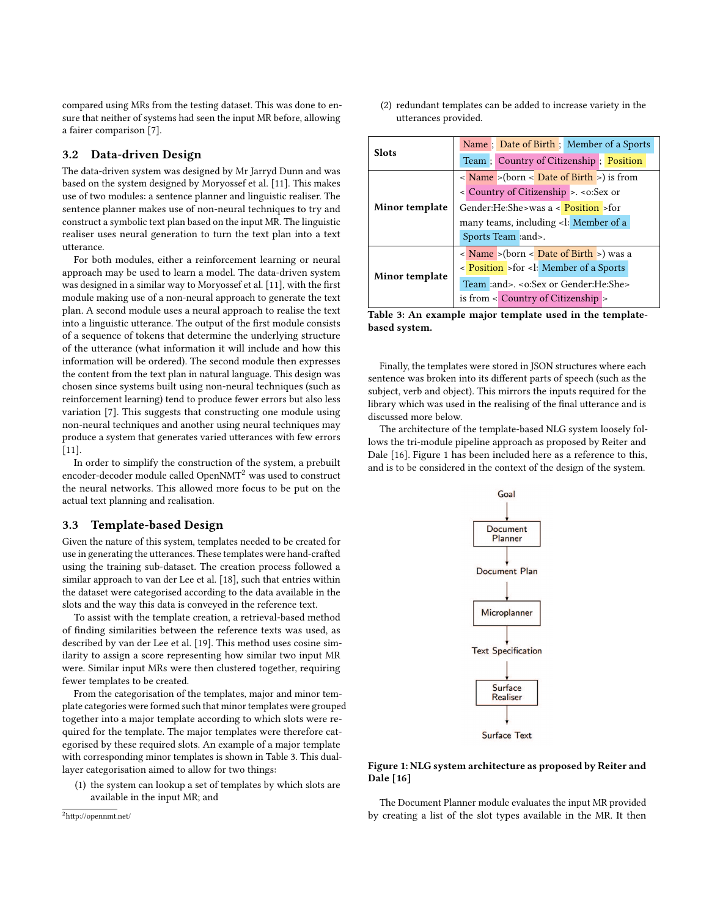compared using MRs from the testing dataset. This was done to ensure that neither of systems had seen the input MR before, allowing a fairer comparison [7].

### 3.2 Data-driven Design

The data-driven system was designed by Mr Jarryd Dunn and was based on the system designed by Moryossef et al. [11]. This makes use of two modules: a sentence planner and linguistic realiser. The sentence planner makes use of non-neural techniques to try and construct a symbolic text plan based on the input MR. The linguistic realiser uses neural generation to turn the text plan into a text utterance.

For both modules, either a reinforcement learning or neural approach may be used to learn a model. The data-driven system was designed in a similar way to Moryossef et al. [11], with the first module making use of a non-neural approach to generate the text plan. A second module uses a neural approach to realise the text into a linguistic utterance. The output of the first module consists of a sequence of tokens that determine the underlying structure of the utterance (what information it will include and how this information will be ordered). The second module then expresses the content from the text plan in natural language. This design was chosen since systems built using non-neural techniques (such as reinforcement learning) tend to produce fewer errors but also less variation [7]. This suggests that constructing one module using non-neural techniques and another using neural techniques may produce a system that generates varied utterances with few errors [11].

In order to simplify the construction of the system, a prebuilt encoder-decoder module called OpenNMT[2] was used to construct the neural networks. This allowed more focus to be put on the actual text planning and realisation.

### 3.3 Template-based Design

Given the nature of this system, templates needed to be created for use in generating the utterances. These templates were hand-crafted using the training sub-dataset. The creation process followed a similar approach to van der Lee et al. [18], such that entries within the dataset were categorised according to the data available in the slots and the way this data is conveyed in the reference text.

To assist with the template creation, a retrieval-based method of finding similarities between the reference texts was used, as described by van der Lee et al. [19]. This method uses cosine similarity to assign a score representing how similar two input MR were. Similar input MRs were then clustered together, requiring fewer templates to be created.

From the categorisation of the templates, major and minor template categories were formed such that minor templates were grouped together into a major template according to which slots were required for the template. The major templates were therefore categorised by these required slots. An example of a major template with corresponding minor templates is shown in Table 3. This dual-layer categorisation aimed to allow for two things:

(1) the system can lookup a set of templates by which slots are available in the input MR; and
(2) redundant templates can be added to increase variety in the utterances provided.

| **Slots** | Name ; Date of Birth ; Member of a Sports Team ; Country of Citizenship ; Position |
|---|---|
| **Minor template** | < Name >(born < Date of Birth >) is from < Country of Citizenship >. <o:Sex or Gender:He:She>was a < Position >for many teams, including <l: Member of a Sports Team :and>. |
| **Minor template** | < Name >(born < Date of Birth >) was a < Position >for <l: Member of a Sports Team :and>. <o:Sex or Gender:He:She> is from < Country of Citizenship > |

**Table 3: An example major template used in the template-based system.**

Finally, the templates were stored in JSON structures where each sentence was broken into its different parts of speech (such as the subject, verb and object). This mirrors the inputs required for the library which was used in the realising of the final utterance and is discussed more below.

The architecture of the template-based NLG system loosely follows the tri-module pipeline approach as proposed by Reiter and Dale [16]. Figure 1 has been included here as a reference to this, and is to be considered in the context of the design of the system.

Goal → Document Planner → Document Plan → Microplanner → Text Specification → Surface Realiser → Surface Text

**Figure 1: NLG system architecture as proposed by Reiter and Dale [16]**

The Document Planner module evaluates the input MR provided by creating a list of the slot types available in the MR. It then

[2] http://opennmt.net/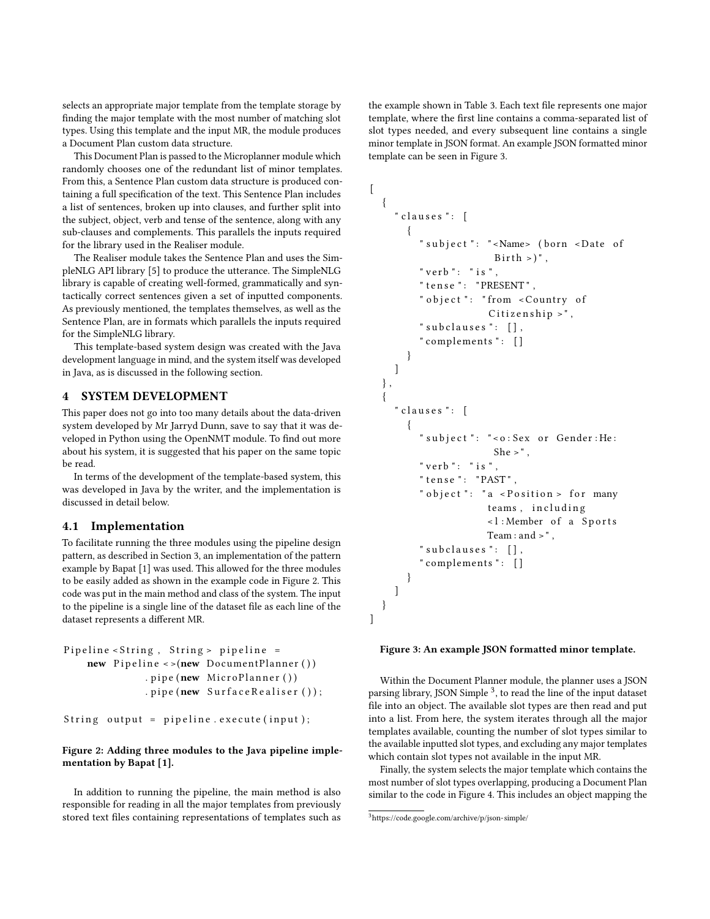selects an appropriate major template from the template storage by finding the major template with the most number of matching slot types. Using this template and the input MR, the module produces a Document Plan custom data structure.

This Document Plan is passed to the Microplanner module which randomly chooses one of the redundant list of minor templates. From this, a Sentence Plan custom data structure is produced containing a full specification of the text. This Sentence Plan includes a list of sentences, broken up into clauses, and further split into the subject, object, verb and tense of the sentence, along with any sub-clauses and complements. This parallels the inputs required for the library used in the Realiser module.

The Realiser module takes the Sentence Plan and uses the SimpleNLG API library [5] to produce the utterance. The SimpleNLG library is capable of creating well-formed, grammatically and syntactically correct sentences given a set of inputted components. As previously mentioned, the templates themselves, as well as the Sentence Plan, are in formats which parallels the inputs required for the SimpleNLG library.

This template-based system design was created with the Java development language in mind, and the system itself was developed in Java, as is discussed in the following section.

## 4 SYSTEM DEVELOPMENT

This paper does not go into too many details about the data-driven system developed by Mr Jarryd Dunn, save to say that it was developed in Python using the OpenNMT module. To find out more about his system, it is suggested that his paper on the same topic be read.

In terms of the development of the template-based system, this was developed in Java by the writer, and the implementation is discussed in detail below.

### 4.1 Implementation

To facilitate running the three modules using the pipeline design pattern, as described in Section 3, an implementation of the pattern example by Bapat [1] was used. This allowed for the three modules to be easily added as shown in the example code in Figure 2. This code was put in the main method and class of the system. The input to the pipeline is a single line of the dataset file as each line of the dataset represents a different MR.

```
Pipeline<String, String> pipeline =
    new Pipeline<>(new DocumentPlanner())
            .pipe(new MicroPlanner())
            .pipe(new SurfaceRealiser());

String output = pipeline.execute(input);
```

**Figure 2: Adding three modules to the Java pipeline implementation by Bapat [1].**

In addition to running the pipeline, the main method is also responsible for reading in all the major templates from previously stored text files containing representations of templates such as the example shown in Table 3. Each text file represents one major template, where the first line contains a comma-separated list of slot types needed, and every subsequent line contains a single minor template in JSON format. An example JSON formatted minor template can be seen in Figure 3.

```
[
  {
    "clauses": [
      {
        "subject": "<Name> (born <Date of
                   Birth>)",
        "verb": "is",
        "tense": "PRESENT",
        "object": "from <Country of
                  Citizenship>",
        "subclauses": [],
        "complements": []
      }
    ]
  },
  {
    "clauses": [
      {
        "subject": "<o:Sex or Gender:He:
                   She>",
        "verb": "is",
        "tense": "PAST",
        "object": "a <Position> for many
                  teams, including
                  <l:Member of a Sports
                  Team:and>",
        "subclauses": [],
        "complements": []
      }
    ]
  }
]
```

**Figure 3: An example JSON formatted minor template.**

Within the Document Planner module, the planner uses a JSON parsing library, JSON Simple [3], to read the line of the input dataset file into an object. The available slot types are then read and put into a list. From here, the system iterates through all the major templates available, counting the number of slot types similar to the available inputted slot types, and excluding any major templates which contain slot types not available in the input MR.

Finally, the system selects the major template which contains the most number of slot types overlapping, producing a Document Plan similar to the code in Figure 4. This includes an object mapping the

[3] https://code.google.com/archive/p/json-simple/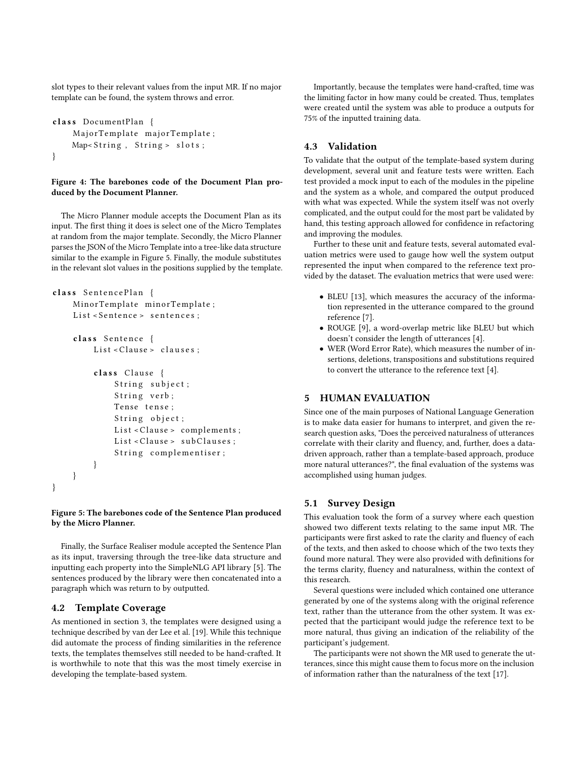slot types to their relevant values from the input MR. If no major template can be found, the system throws and error.

```
class DocumentPlan {
    MajorTemplate majorTemplate;
    Map<String, String> slots;
}
```

**Figure 4: The barebones code of the Document Plan produced by the Document Planner.**

The Micro Planner module accepts the Document Plan as its input. The first thing it does is select one of the Micro Templates at random from the major template. Secondly, the Micro Planner parses the JSON of the Micro Template into a tree-like data structure similar to the example in Figure 5. Finally, the module substitutes in the relevant slot values in the positions supplied by the template.

```
class SentencePlan {
    MinorTemplate minorTemplate;
    List<Sentence> sentences;

    class Sentence {
        List<Clause> clauses;

        class Clause {
            String subject;
            String verb;
            Tense tense;
            String object;
            List<Clause> complements;
            List<Clause> subClauses;
            String complementiser;
        }
    }
}
```

**Figure 5: The barebones code of the Sentence Plan produced by the Micro Planner.**

Finally, the Surface Realiser module accepted the Sentence Plan as its input, traversing through the tree-like data structure and inputting each property into the SimpleNLG API library [5]. The sentences produced by the library were then concatenated into a paragraph which was return to by outputted.

## 4.2 Template Coverage

As mentioned in section 3, the templates were designed using a technique described by van der Lee et al. [19]. While this technique did automate the process of finding similarities in the reference texts, the templates themselves still needed to be hand-crafted. It is worthwhile to note that this was the most timely exercise in developing the template-based system.

Importantly, because the templates were hand-crafted, time was the limiting factor in how many could be created. Thus, templates were created until the system was able to produce a outputs for 75% of the inputted training data.

## 4.3 Validation

To validate that the output of the template-based system during development, several unit and feature tests were written. Each test provided a mock input to each of the modules in the pipeline and the system as a whole, and compared the output produced with what was expected. While the system itself was not overly complicated, and the output could for the most part be validated by hand, this testing approach allowed for confidence in refactoring and improving the modules.

Further to these unit and feature tests, several automated evaluation metrics were used to gauge how well the system output represented the input when compared to the reference text provided by the dataset. The evaluation metrics that were used were:

- BLEU [13], which measures the accuracy of the information represented in the utterance compared to the ground reference [7].
- ROUGE [9], a word-overlap metric like BLEU but which doesn't consider the length of utterances [4].
- WER (Word Error Rate), which measures the number of insertions, deletions, transpositions and substitutions required to convert the utterance to the reference text [4].

# 5 HUMAN EVALUATION

Since one of the main purposes of National Language Generation is to make data easier for humans to interpret, and given the research question asks, "Does the perceived naturalness of utterances correlate with their clarity and fluency, and, further, does a data-driven approach, rather than a template-based approach, produce more natural utterances?", the final evaluation of the systems was accomplished using human judges.

## 5.1 Survey Design

This evaluation took the form of a survey where each question showed two different texts relating to the same input MR. The participants were first asked to rate the clarity and fluency of each of the texts, and then asked to choose which of the two texts they found more natural. They were also provided with definitions for the terms clarity, fluency and naturalness, within the context of this research.

Several questions were included which contained one utterance generated by one of the systems along with the original reference text, rather than the utterance from the other system. It was expected that the participant would judge the reference text to be more natural, thus giving an indication of the reliability of the participant's judgement.

The participants were not shown the MR used to generate the utterances, since this might cause them to focus more on the inclusion of information rather than the naturalness of the text [17].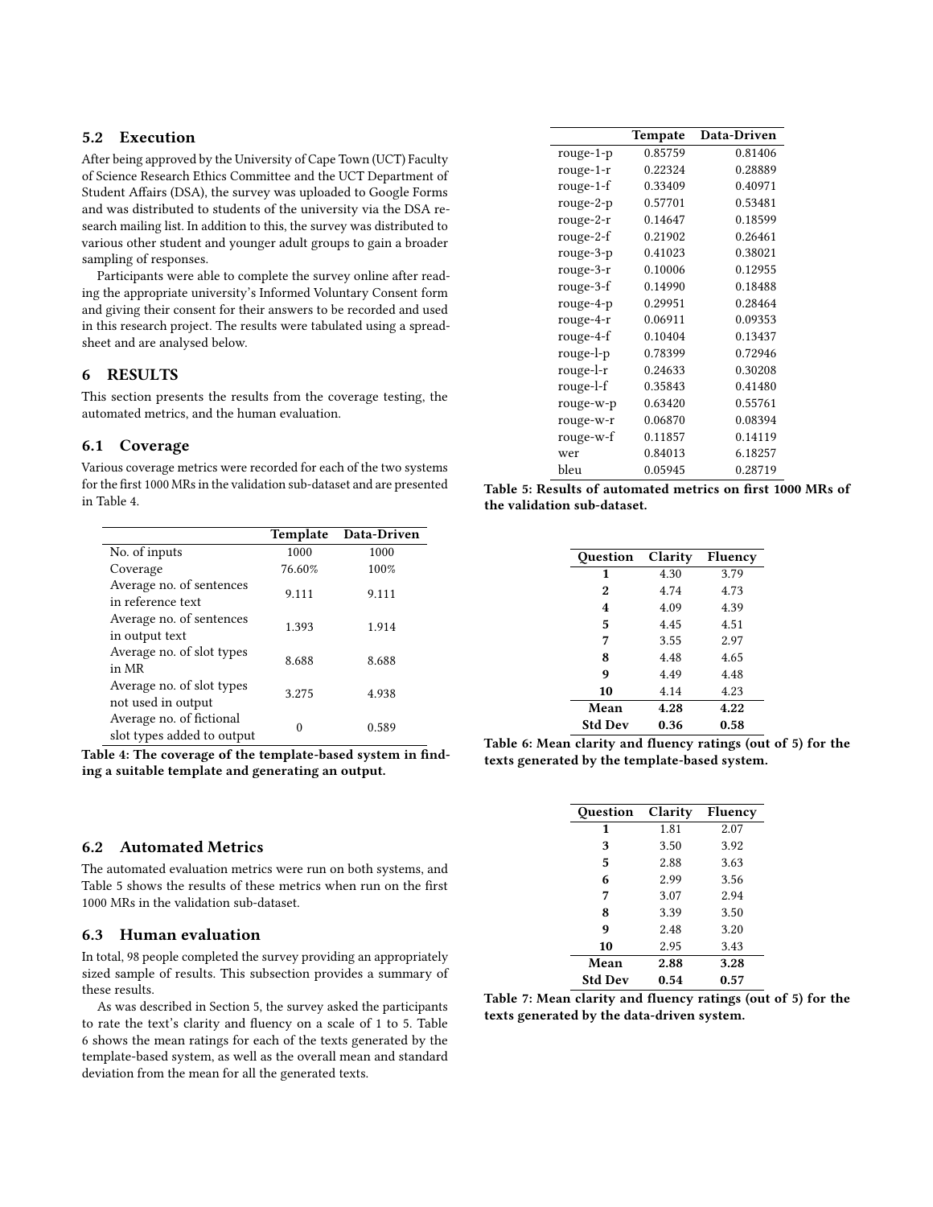### 5.2 Execution

After being approved by the University of Cape Town (UCT) Faculty of Science Research Ethics Committee and the UCT Department of Student Affairs (DSA), the survey was uploaded to Google Forms and was distributed to students of the university via the DSA research mailing list. In addition to this, the survey was distributed to various other student and younger adult groups to gain a broader sampling of responses.

Participants were able to complete the survey online after reading the appropriate university's Informed Voluntary Consent form and giving their consent for their answers to be recorded and used in this research project. The results were tabulated using a spreadsheet and are analysed below.

## 6 RESULTS

This section presents the results from the coverage testing, the automated metrics, and the human evaluation.

### 6.1 Coverage

Various coverage metrics were recorded for each of the two systems for the first 1000 MRs in the validation sub-dataset and are presented in Table 4.

| | Template | Data-Driven |
|---|---|---|
| No. of inputs | 1000 | 1000 |
| Coverage | 76.60% | 100% |
| Average no. of sentences in reference text | 9.111 | 9.111 |
| Average no. of sentences in output text | 1.393 | 1.914 |
| Average no. of slot types in MR | 8.688 | 8.688 |
| Average no. of slot types not used in output | 3.275 | 4.938 |
| Average no. of fictional slot types added to output | 0 | 0.589 |

**Table 4: The coverage of the template-based system in finding a suitable template and generating an output.**

### 6.2 Automated Metrics

The automated evaluation metrics were run on both systems, and Table 5 shows the results of these metrics when run on the first 1000 MRs in the validation sub-dataset.

| | Tempate | Data-Driven |
|---|---|---|
| rouge-1-p | 0.85759 | 0.81406 |
| rouge-1-r | 0.22324 | 0.28889 |
| rouge-1-f | 0.33409 | 0.40971 |
| rouge-2-p | 0.57701 | 0.53481 |
| rouge-2-r | 0.14647 | 0.18599 |
| rouge-2-f | 0.21902 | 0.26461 |
| rouge-3-p | 0.41023 | 0.38021 |
| rouge-3-r | 0.10006 | 0.12955 |
| rouge-3-f | 0.14990 | 0.18488 |
| rouge-4-p | 0.29951 | 0.28464 |
| rouge-4-r | 0.06911 | 0.09353 |
| rouge-4-f | 0.10404 | 0.13437 |
| rouge-l-p | 0.78399 | 0.72946 |
| rouge-l-r | 0.24633 | 0.30208 |
| rouge-l-f | 0.35843 | 0.41480 |
| rouge-w-p | 0.63420 | 0.55761 |
| rouge-w-r | 0.06870 | 0.08394 |
| rouge-w-f | 0.11857 | 0.14119 |
| wer | 0.84013 | 6.18257 |
| bleu | 0.05945 | 0.28719 |

**Table 5: Results of automated metrics on first 1000 MRs of the validation sub-dataset.**

### 6.3 Human evaluation

In total, 98 people completed the survey providing an appropriately sized sample of results. This subsection provides a summary of these results.

As was described in Section 5, the survey asked the participants to rate the text's clarity and fluency on a scale of 1 to 5. Table 6 shows the mean ratings for each of the texts generated by the template-based system, as well as the overall mean and standard deviation from the mean for all the generated texts.

| Question | Clarity | Fluency |
|---|---|---|
| **1** | 4.30 | 3.79 |
| **2** | 4.74 | 4.73 |
| **4** | 4.09 | 4.39 |
| **5** | 4.45 | 4.51 |
| **7** | 3.55 | 2.97 |
| **8** | 4.48 | 4.65 |
| **9** | 4.49 | 4.48 |
| **10** | 4.14 | 4.23 |
| **Mean** | **4.28** | **4.22** |
| **Std Dev** | **0.36** | **0.58** |

**Table 6: Mean clarity and fluency ratings (out of 5) for the texts generated by the template-based system.**

| Question | Clarity | Fluency |
|---|---|---|
| **1** | 1.81 | 2.07 |
| **3** | 3.50 | 3.92 |
| **5** | 2.88 | 3.63 |
| **6** | 2.99 | 3.56 |
| **7** | 3.07 | 2.94 |
| **8** | 3.39 | 3.50 |
| **9** | 2.48 | 3.20 |
| **10** | 2.95 | 3.43 |
| **Mean** | **2.88** | **3.28** |
| **Std Dev** | **0.54** | **0.57** |

**Table 7: Mean clarity and fluency ratings (out of 5) for the texts generated by the data-driven system.**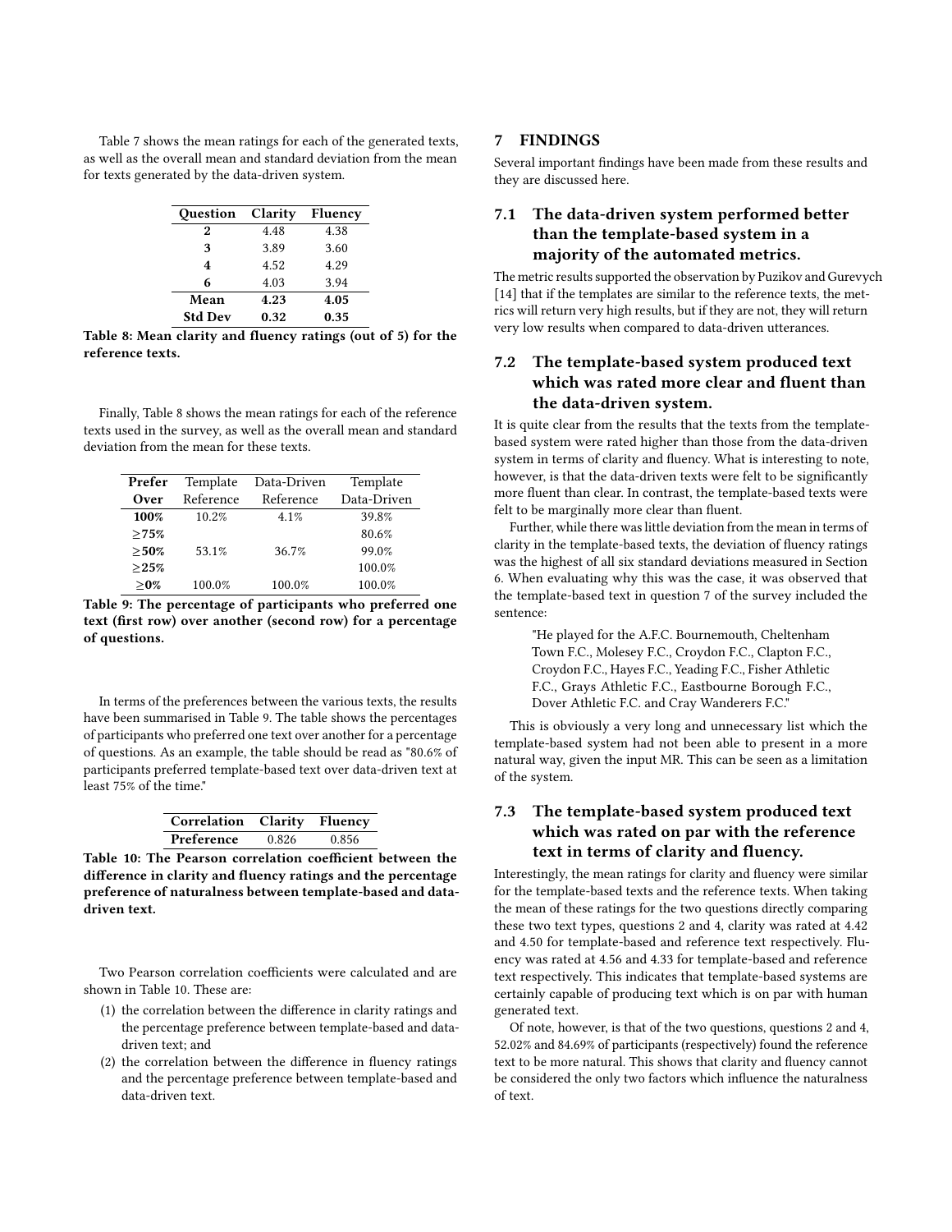Table 7 shows the mean ratings for each of the generated texts, as well as the overall mean and standard deviation from the mean for texts generated by the data-driven system.

| Question | Clarity | Fluency |
|---|---|---|
| **2** | 4.48 | 4.38 |
| **3** | 3.89 | 3.60 |
| **4** | 4.52 | 4.29 |
| **6** | 4.03 | 3.94 |
| **Mean** | **4.23** | **4.05** |
| **Std Dev** | **0.32** | **0.35** |

**Table 8: Mean clarity and fluency ratings (out of 5) for the reference texts.**

Finally, Table 8 shows the mean ratings for each of the reference texts used in the survey, as well as the overall mean and standard deviation from the mean for these texts.

| Prefer | Template | Data-Driven | Template |
|---|---|---|---|
| **Over** | Reference | Reference | Data-Driven |
| **100%** | 10.2% | 4.1% | 39.8% |
| **≥75%** | | | 80.6% |
| **≥50%** | 53.1% | 36.7% | 99.0% |
| **≥25%** | | | 100.0% |
| **≥0%** | 100.0% | 100.0% | 100.0% |

**Table 9: The percentage of participants who preferred one text (first row) over another (second row) for a percentage of questions.**

In terms of the preferences between the various texts, the results have been summarised in Table 9. The table shows the percentages of participants who preferred one text over another for a percentage of questions. As an example, the table should be read as "80.6% of participants preferred template-based text over data-driven text at least 75% of the time."

| Correlation | Clarity | Fluency |
|---|---|---|
| **Preference** | 0.826 | 0.856 |

**Table 10: The Pearson correlation coefficient between the difference in clarity and fluency ratings and the percentage preference of naturalness between template-based and data-driven text.**

Two Pearson correlation coefficients were calculated and are shown in Table 10. These are:

1. the correlation between the difference in clarity ratings and the percentage preference between template-based and data-driven text; and
2. the correlation between the difference in fluency ratings and the percentage preference between template-based and data-driven text.

## 7 FINDINGS

Several important findings have been made from these results and they are discussed here.

### 7.1 The data-driven system performed better than the template-based system in a majority of the automated metrics.

The metric results supported the observation by Puzikov and Gurevych [14] that if the templates are similar to the reference texts, the metrics will return very high results, but if they are not, they will return very low results when compared to data-driven utterances.

### 7.2 The template-based system produced text which was rated more clear and fluent than the data-driven system.

It is quite clear from the results that the texts from the template-based system were rated higher than those from the data-driven system in terms of clarity and fluency. What is interesting to note, however, is that the data-driven texts were felt to be significantly more fluent than clear. In contrast, the template-based texts were felt to be marginally more clear than fluent.

Further, while there was little deviation from the mean in terms of clarity in the template-based texts, the deviation of fluency ratings was the highest of all six standard deviations measured in Section 6. When evaluating why this was the case, it was observed that the template-based text in question 7 of the survey included the sentence:

> "He played for the A.F.C. Bournemouth, Cheltenham Town F.C., Molesey F.C., Croydon F.C., Clapton F.C., Croydon F.C., Hayes F.C., Yeading F.C., Fisher Athletic F.C., Grays Athletic F.C., Eastbourne Borough F.C., Dover Athletic F.C. and Cray Wanderers F.C."

This is obviously a very long and unnecessary list which the template-based system had not been able to present in a more natural way, given the input MR. This can be seen as a limitation of the system.

### 7.3 The template-based system produced text which was rated on par with the reference text in terms of clarity and fluency.

Interestingly, the mean ratings for clarity and fluency were similar for the template-based texts and the reference texts. When taking the mean of these ratings for the two questions directly comparing these two text types, questions 2 and 4, clarity was rated at 4.42 and 4.50 for template-based and reference text respectively. Fluency was rated at 4.56 and 4.33 for template-based and reference text respectively. This indicates that template-based systems are certainly capable of producing text which is on par with human generated text.

Of note, however, is that of the two questions, questions 2 and 4, 52.02% and 84.69% of participants (respectively) found the reference text to be more natural. This shows that clarity and fluency cannot be considered the only two factors which influence the naturalness of text.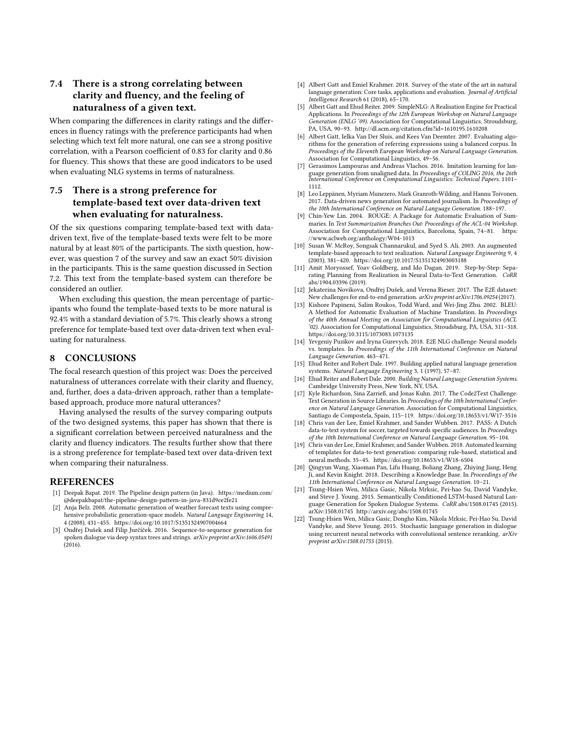### 7.4 There is a strong correlating between clarity and fluency, and the feeling of naturalness of a given text.

When comparing the differences in clarity ratings and the differences in fluency ratings with the preference participants had when selecting which text felt more natural, one can see a strong positive correlation, with a Pearson coefficient of 0.83 for clarity and 0.86 for fluency. This shows that these are good indicators to be used when evaluating NLG systems in terms of naturalness.

### 7.5 There is a strong preference for template-based text over data-driven text when evaluating for naturalness.

Of the six questions comparing template-based text with data-driven text, five of the template-based texts were felt to be more natural by at least 80% of the participants. The sixth question, however, was question 7 of the survey and saw an exact 50% division in the participants. This is the same question discussed in Section 7.2. This text from the template-based system can therefore be considered an outlier.

When excluding this question, the mean percentage of participants who found the template-based texts to be more natural is 92.4% with a standard deviation of 5.7%. This clearly shows a strong preference for template-based text over data-driven text when evaluating for naturalness.

## 8 CONCLUSIONS

The focal research question of this project was: Does the perceived naturalness of utterances correlate with their clarity and fluency, and, further, does a data-driven approach, rather than a template-based approach, produce more natural utterances?

Having analysed the results of the survey comparing outputs of the two designed systems, this paper has shown that there is a significant correlation between perceived naturalness and the clarity and fluency indicators. The results further show that there is a strong preference for template-based text over data-driven text when comparing their naturalness.

## REFERENCES

[1] Deepak Bapat. 2019. The Pipeline design pattern (in Java). https://medium.com/@deepakbapat/the-pipeline-design-pattern-in-java-831d9ce2fe21

[2] Anja Belz. 2008. Automatic generation of weather forecast texts using comprehensive probabilistic generation-space models. *Natural Language Engineering* 14, 4 (2008), 431–455. https://doi.org/10.1017/S1351324907004664

[3] Ondřej Dušek and Filip Jurčíček. 2016. Sequence-to-sequence generation for spoken dialogue via deep syntax trees and strings. *arXiv preprint arXiv:1606.05491* (2016).

[4] Albert Gatt and Emiel Krahmer. 2018. Survey of the state of the art in natural language generation: Core tasks, applications and evaluation. *Journal of Artificial Intelligence Research* 61 (2018), 65–170.

[5] Albert Gatt and Ehud Reiter. 2009. SimpleNLG: A Realisation Engine for Practical Applications. In *Proceedings of the 12th European Workshop on Natural Language Generation (ENLG '09)*. Association for Computational Linguistics, Stroudsburg, PA, USA, 90–93. http://dl.acm.org/citation.cfm?id=1610195.1610208

[6] Albert Gatt, Ielka Van Der Sluis, and Kees Van Deemter. 2007. Evaluating algorithms for the generation of referring expressions using a balanced corpus. In *Proceedings of the Eleventh European Workshop on Natural Language Generation*. Association for Computational Linguistics, 49–56.

[7] Gerasimos Lampouras and Andreas Vlachos. 2016. Imitation learning for language generation from unaligned data. In *Proceedings of COLING 2016, the 26th International Conference on Computational Linguistics: Technical Papers*. 1101–1112.

[8] Leo Leppänen, Myriam Munezero, Mark Granroth-Wilding, and Hannu Toivonen. 2017. Data-driven news generation for automated journalism. In *Proceedings of the 10th International Conference on Natural Language Generation*. 188–197.

[9] Chin-Yew Lin. 2004. ROUGE: A Package for Automatic Evaluation of Summaries. In *Text Summarization Branches Out: Proceedings of the ACL-04 Workshop*. Association for Computational Linguistics, Barcelona, Spain, 74–81. https://www.aclweb.org/anthology/W04-1013

[10] Susan W. McRoy, Songsak Channarukul, and Syed S. Ali. 2003. An augmented template-based approach to text realization. *Natural Language Engineering* 9, 4 (2003), 381–420. https://doi.org/10.1017/S1351324903003188

[11] Amit Moryossef, Yoav Goldberg, and Ido Dagan. 2019. Step-by-Step: Separating Planning from Realization in Neural Data-to-Text Generation. *CoRR* abs/1904.03396 (2019).

[12] Jekaterina Novikova, Ondřej Dušek, and Verena Rieser. 2017. The E2E dataset: New challenges for end-to-end generation. *arXiv preprint arXiv:1706.09254* (2017).

[13] Kishore Papineni, Salim Roukos, Todd Ward, and Wei-Jing Zhu. 2002. BLEU: A Method for Automatic Evaluation of Machine Translation. In *Proceedings of the 40th Annual Meeting on Association for Computational Linguistics (ACL '02)*. Association for Computational Linguistics, Stroudsburg, PA, USA, 311–318. https://doi.org/10.3115/1073083.1073135

[14] Yevgeniy Puzikov and Iryna Gurevych. 2018. E2E NLG challenge: Neural models vs. templates. In *Proceedings of the 11th International Conference on Natural Language Generation*. 463–471.

[15] Ehud Reiter and Robert Dale. 1997. Building applied natural language generation systems. *Natural Language Engineering* 3, 1 (1997), 57–87.

[16] Ehud Reiter and Robert Dale. 2000. *Building Natural Language Generation Systems*. Cambridge University Press, New York, NY, USA.

[17] Kyle Richardson, Sina Zarrieß, and Jonas Kuhn. 2017. The Code2Text Challenge: Text Generation in Source Libraries. In *Proceedings of the 10th International Conference on Natural Language Generation*. Association for Computational Linguistics, Santiago de Compostela, Spain, 115–119. https://doi.org/10.18653/v1/W17-3516

[18] Chris van der Lee, Emiel Krahmer, and Sander Wubben. 2017. PASS: A Dutch data-to-text system for soccer, targeted towards specific audiences. In *Proceedings of the 10th International Conference on Natural Language Generation*. 95–104.

[19] Chris van der Lee, Emiel Krahmer, and Sander Wubben. 2018. Automated learning of templates for data-to-text generation: comparing rule-based, statistical and neural methods. 35–45. https://doi.org/10.18653/v1/W18-6504

[20] Qingyun Wang, Xiaoman Pan, Lifu Huang, Boliang Zhang, Zhiying Jiang, Heng Ji, and Kevin Knight. 2018. Describing a Knowledge Base. In *Proceedings of the 11th International Conference on Natural Language Generation*. 10–21.

[21] Tsung-Hsien Wen, Milica Gasic, Nikola Mrksic, Pei-hao Su, David Vandyke, and Steve J. Young. 2015. Semantically Conditioned LSTM-based Natural Language Generation for Spoken Dialogue Systems. *CoRR* abs/1508.01745 (2015). arXiv:1508.01745 http://arxiv.org/abs/1508.01745

[22] Tsung-Hsien Wen, Milica Gasic, Dongho Kim, Nikola Mrksic, Pei-Hao Su, David Vandyke, and Steve Young. 2015. Stochastic language generation in dialogue using recurrent neural networks with convolutional sentence reranking. *arXiv preprint arXiv:1508.01755* (2015).